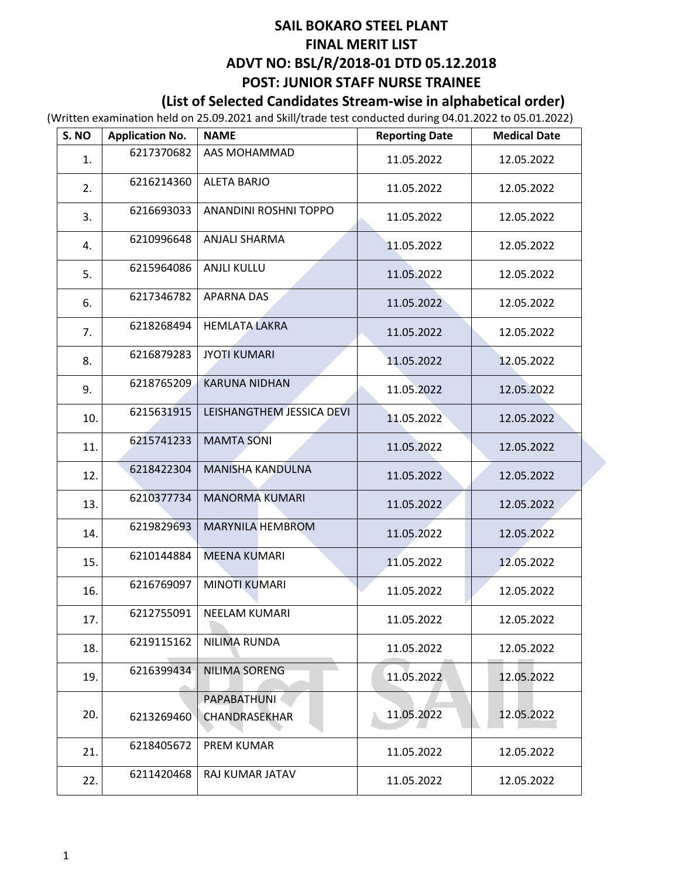# SAIL BOKARO STEEL PLANT

## FINAL MERIT LIST

## ADVT NO: BSL/R/2018-01 DTD 05.12.2018

## POST: JUNIOR STAFF NURSE TRAINEE

### (List of Selected Candidates Stream-wise in alphabetical order)

(Written examination held on 25.09.2021 and Skill/trade test conducted during 04.01.2022 to 05.01.2022)

| S. NO | Application No. | NAME | Reporting Date | Medical Date |
|---|---|---|---|---|
| 1. | 6217370682 | AAS MOHAMMAD | 11.05.2022 | 12.05.2022 |
| 2. | 6216214360 | ALETA BARJO | 11.05.2022 | 12.05.2022 |
| 3. | 6216693033 | ANANDINI ROSHNI TOPPO | 11.05.2022 | 12.05.2022 |
| 4. | 6210996648 | ANJALI SHARMA | 11.05.2022 | 12.05.2022 |
| 5. | 6215964086 | ANJLI KULLU | 11.05.2022 | 12.05.2022 |
| 6. | 6217346782 | APARNA DAS | 11.05.2022 | 12.05.2022 |
| 7. | 6218268494 | HEMLATA LAKRA | 11.05.2022 | 12.05.2022 |
| 8. | 6216879283 | JYOTI KUMARI | 11.05.2022 | 12.05.2022 |
| 9. | 6218765209 | KARUNA NIDHAN | 11.05.2022 | 12.05.2022 |
| 10. | 6215631915 | LEISHANGTHEM JESSICA DEVI | 11.05.2022 | 12.05.2022 |
| 11. | 6215741233 | MAMTA SONI | 11.05.2022 | 12.05.2022 |
| 12. | 6218422304 | MANISHA KANDULNA | 11.05.2022 | 12.05.2022 |
| 13. | 6210377734 | MANORMA KUMARI | 11.05.2022 | 12.05.2022 |
| 14. | 6219829693 | MARYNILA HEMBROM | 11.05.2022 | 12.05.2022 |
| 15. | 6210144884 | MEENA KUMARI | 11.05.2022 | 12.05.2022 |
| 16. | 6216769097 | MINOTI KUMARI | 11.05.2022 | 12.05.2022 |
| 17. | 6212755091 | NEELAM KUMARI | 11.05.2022 | 12.05.2022 |
| 18. | 6219115162 | NILIMA RUNDA | 11.05.2022 | 12.05.2022 |
| 19. | 6216399434 | NILIMA SORENG | 11.05.2022 | 12.05.2022 |
| 20. | 6213269460 | PAPABATHUNI CHANDRASEKHAR | 11.05.2022 | 12.05.2022 |
| 21. | 6218405672 | PREM KUMAR | 11.05.2022 | 12.05.2022 |
| 22. | 6211420468 | RAJ KUMAR JATAV | 11.05.2022 | 12.05.2022 |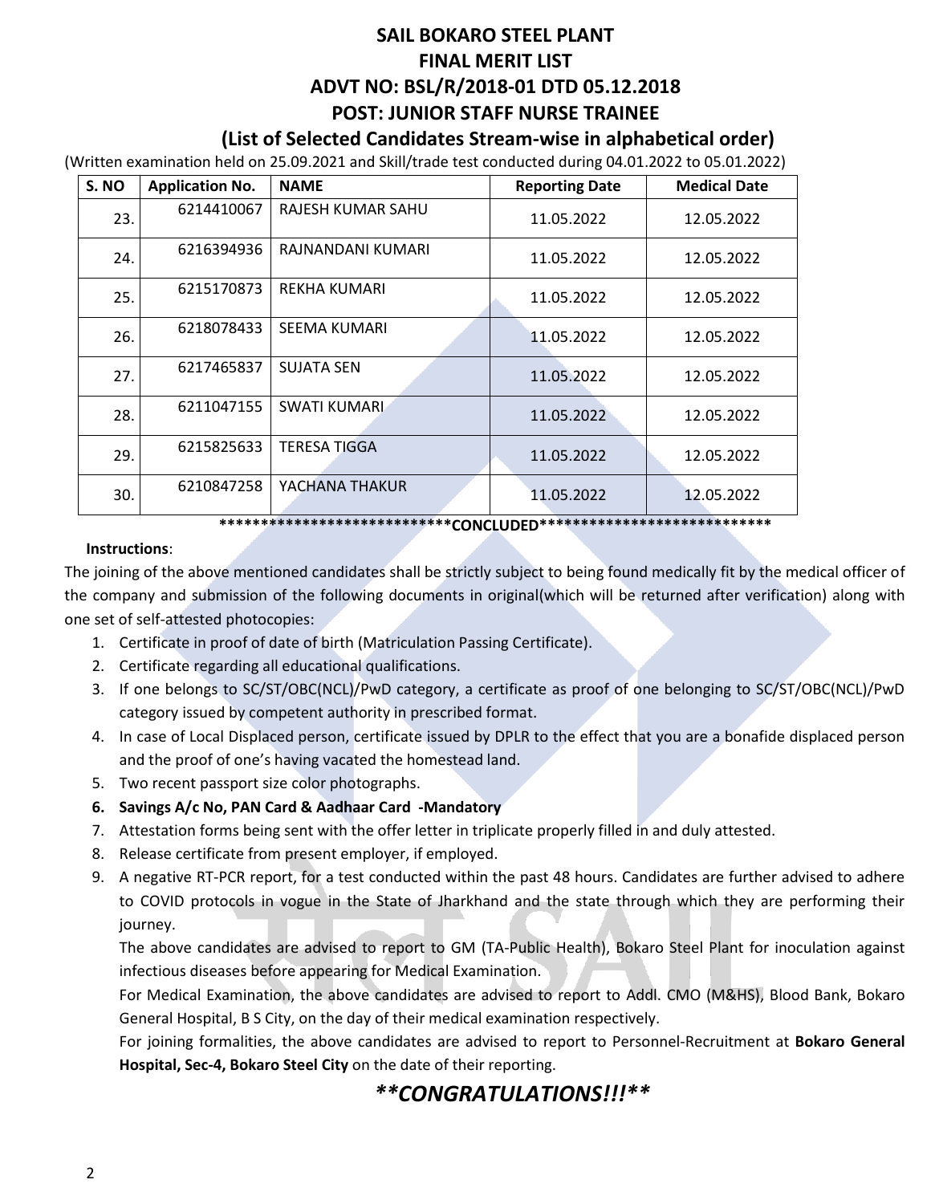# SAIL BOKARO STEEL PLANT
# FINAL MERIT LIST
# ADVT NO: BSL/R/2018-01 DTD 05.12.2018
# POST: JUNIOR STAFF NURSE TRAINEE
## (List of Selected Candidates Stream-wise in alphabetical order)

(Written examination held on 25.09.2021 and Skill/trade test conducted during 04.01.2022 to 05.01.2022)

| S. NO | Application No. | NAME | Reporting Date | Medical Date |
|---|---|---|---|---|
| 23. | 6214410067 | RAJESH KUMAR SAHU | 11.05.2022 | 12.05.2022 |
| 24. | 6216394936 | RAJNANDANI KUMARI | 11.05.2022 | 12.05.2022 |
| 25. | 6215170873 | REKHA KUMARI | 11.05.2022 | 12.05.2022 |
| 26. | 6218078433 | SEEMA KUMARI | 11.05.2022 | 12.05.2022 |
| 27. | 6217465837 | SUJATA SEN | 11.05.2022 | 12.05.2022 |
| 28. | 6211047155 | SWATI KUMARI | 11.05.2022 | 12.05.2022 |
| 29. | 6215825633 | TERESA TIGGA | 11.05.2022 | 12.05.2022 |
| 30. | 6210847258 | YACHANA THAKUR | 11.05.2022 | 12.05.2022 |

******************************CONCLUDED*****************************

**Instructions**:

The joining of the above mentioned candidates shall be strictly subject to being found medically fit by the medical officer of the company and submission of the following documents in original(which will be returned after verification) along with one set of self-attested photocopies:

1. Certificate in proof of date of birth (Matriculation Passing Certificate).
2. Certificate regarding all educational qualifications.
3. If one belongs to SC/ST/OBC(NCL)/PwD category, a certificate as proof of one belonging to SC/ST/OBC(NCL)/PwD category issued by competent authority in prescribed format.
4. In case of Local Displaced person, certificate issued by DPLR to the effect that you are a bonafide displaced person and the proof of one's having vacated the homestead land.
5. Two recent passport size color photographs.
6. **Savings A/c No, PAN Card & Aadhaar Card -Mandatory**
7. Attestation forms being sent with the offer letter in triplicate properly filled in and duly attested.
8. Release certificate from present employer, if employed.
9. A negative RT-PCR report, for a test conducted within the past 48 hours. Candidates are further advised to adhere to COVID protocols in vogue in the State of Jharkhand and the state through which they are performing their journey.

   The above candidates are advised to report to GM (TA-Public Health), Bokaro Steel Plant for inoculation against infectious diseases before appearing for Medical Examination.

   For Medical Examination, the above candidates are advised to report to Addl. CMO (M&HS), Blood Bank, Bokaro General Hospital, B S City, on the day of their medical examination respectively.

   For joining formalities, the above candidates are advised to report to Personnel-Recruitment at **Bokaro General Hospital, Sec-4, Bokaro Steel City** on the date of their reporting.

***\*\*CONGRATULATIONS!!!\*\****